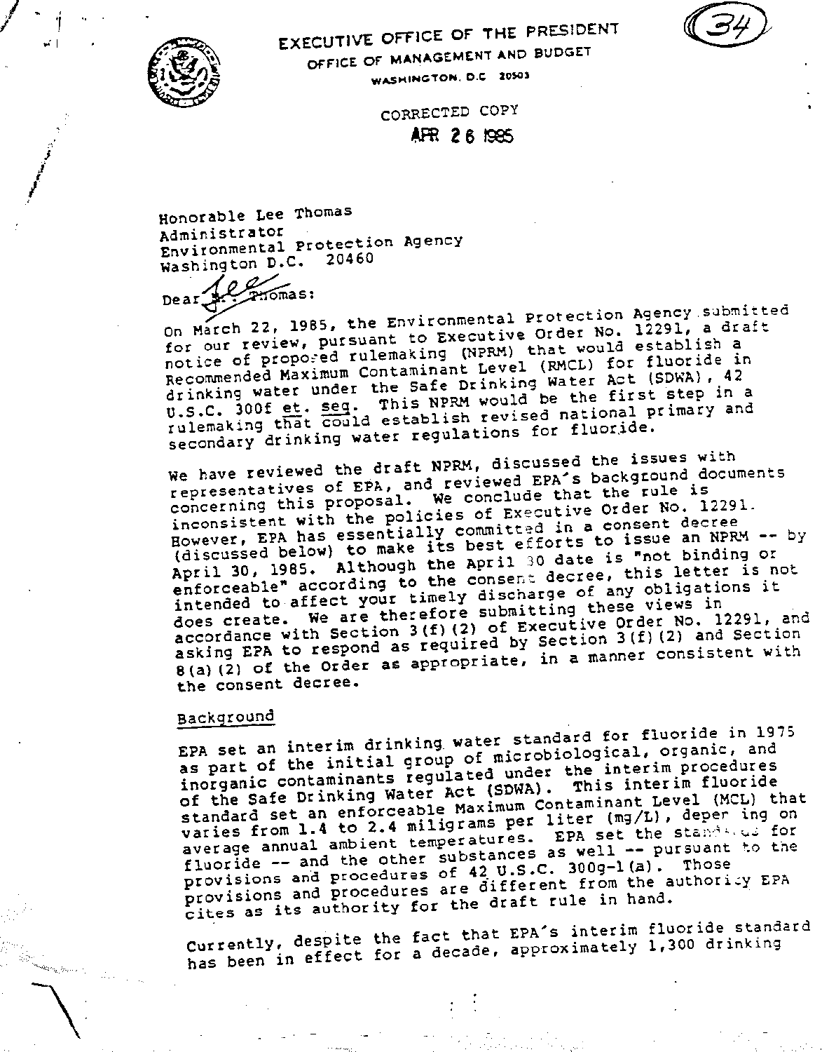# EXECUTIVE OFFICE OF THE PRESIDENT

## OFFICE OF MANAGEMENT AND BUDGET

WASHINGTON, D.C. 20503

(34)

CORRECTED COPY

APR 26 1985

Honorable Lee Thomas
Administrator
Environmental Protection Agency
Washington D.C. 20460

Dear Lee ~~M. Thomas~~:

On March 22, 1985, the Environmental Protection Agency submitted for our review, pursuant to Executive Order No. 12291, a draft notice of proposed rulemaking (NPRM) that would establish a Recommended Maximum Contaminant Level (RMCL) for fluoride in drinking water under the Safe Drinking Water Act (SDWA), 42 U.S.C. 300f et. seq. This NPRM would be the first step in a rulemaking that could establish revised national primary and secondary drinking water regulations for fluoride.

We have reviewed the draft NPRM, discussed the issues with representatives of EPA, and reviewed EPA's background documents concerning this proposal. We conclude that the rule is inconsistent with the policies of Executive Order No. 12291. However, EPA has essentially committed in a consent decree (discussed below) to make its best efforts to issue an NPRM -- by April 30, 1985. Although the April 30 date is "not binding or enforceable" according to the consent decree, this letter is not intended to affect your timely discharge of any obligations it does create. We are therefore submitting these views in accordance with Section 3(f)(2) of Executive Order No. 12291, and asking EPA to respond as required by Section 3(f)(2) and Section 8(a)(2) of the Order as appropriate, in a manner consistent with the consent decree.

### Background

EPA set an interim drinking water standard for fluoride in 1975 as part of the initial group of microbiological, organic, and inorganic contaminants regulated under the interim procedures of the Safe Drinking Water Act (SDWA). This interim fluoride standard set an enforceable Maximum Contaminant Level (MCL) that varies from 1.4 to 2.4 miligrams per liter (mg/L), depending on average annual ambient temperatures. EPA set the standard for fluoride -- and the other substances as well -- pursuant to the provisions and procedures of 42 U.S.C. 300g-1(a). Those provisions and procedures are different from the authority EPA cites as its authority for the draft rule in hand.

Currently, despite the fact that EPA's interim fluoride standard has been in effect for a decade, approximately 1,300 drinking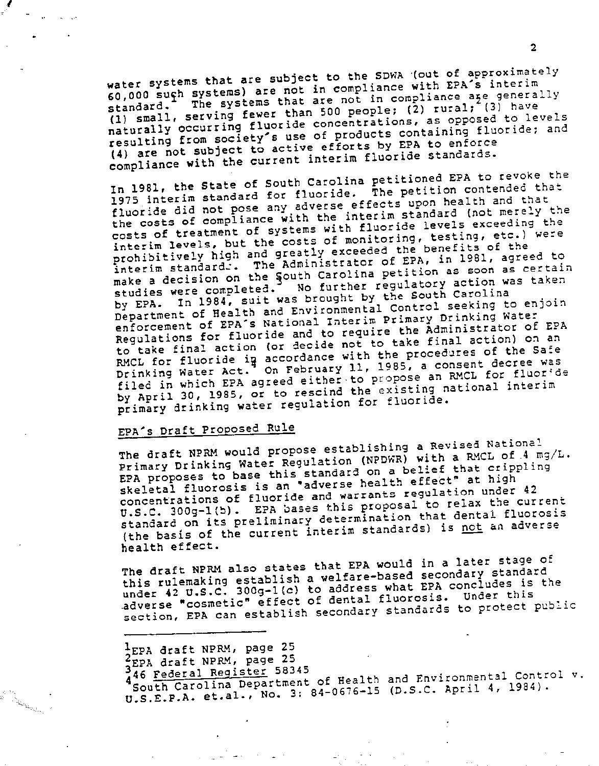water systems that are subject to the SDWA (out of approximately 60,000 such systems) are not in compliance with EPA's interim standard.[1] The systems that are not in compliance are generally (1) small, serving fewer than 500 people; (2) rural;[2] (3) have naturally occurring fluoride concentrations, as opposed to levels resulting from society's use of products containing fluoride; and (4) are not subject to active efforts by EPA to enforce compliance with the current interim fluoride standards.

In 1981, the State of South Carolina petitioned EPA to revoke the 1975 interim standard for fluoride. The petition contended that fluoride did not pose any adverse effects upon health and that the costs of compliance with the interim standard (not merely the costs of treatment of systems with fluoride levels exceeding the interim levels, but the costs of monitoring, testing, etc.) were prohibitively high and greatly exceeded the benefits of the interim standard. The Administrator of EPA, in 1981, agreed to make a decision on the South Carolina petition as soon as certain studies were completed.[3] No further regulatory action was taken by EPA. In 1984, suit was brought by the South Carolina Department of Health and Environmental Control seeking to enjoin enforcement of EPA's National Interim Primary Drinking Water Regulations for fluoride and to require the Administrator of EPA to take final action (or decide not to take final action) on an RMCL for fluoride in accordance with the procedures of the Safe Drinking Water Act.[4] On February 11, 1985, a consent decree was filed in which EPA agreed either to propose an RMCL for fluoride by April 30, 1985, or to rescind the existing national interim primary drinking water regulation for fluoride.

## EPA's Draft Proposed Rule

The draft NPRM would propose establishing a Revised National Primary Drinking Water Regulation (NPDWR) with a RMCL of 4 mg/L. EPA proposes to base this standard on a belief that crippling skeletal fluorosis is an "adverse health effect" at high concentrations of fluoride and warrants regulation under 42 U.S.C. 300g-1(b). EPA bases this proposal to relax the current standard on its preliminary determination that dental fluorosis (the basis of the current interim standards) is not an adverse health effect.

The draft NPRM also states that EPA would in a later stage of this rulemaking establish a welfare-based secondary standard under 42 U.S.C. 300g-1(c) to address what EPA concludes is the adverse "cosmetic" effect of dental fluorosis. Under this section, EPA can establish secondary standards to protect public

---

[1] EPA draft NPRM, page 25

[2] EPA draft NPRM, page 25

[3] 46 Federal Register 58345

[4] South Carolina Department of Health and Environmental Control v. U.S.E.P.A. et.al., No. 3: 84-0676-15 (D.S.C. April 4, 1984).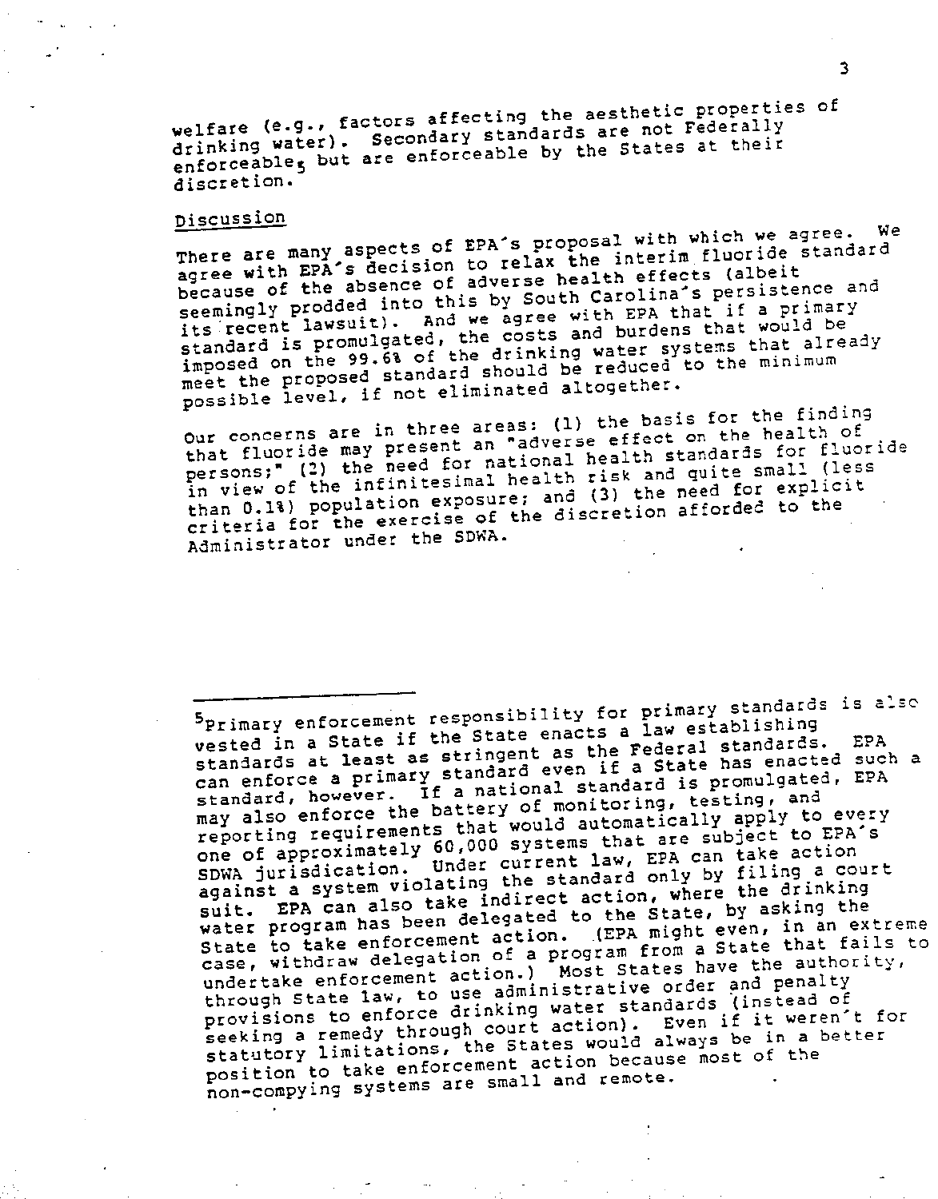welfare (e.g., factors affecting the aesthetic properties of drinking water). Secondary standards are not Federally enforceable[5] but are enforceable by the States at their discretion.

Discussion

There are many aspects of EPA's proposal with which we agree. We agree with EPA's decision to relax the interim fluoride standard because of the absence of adverse health effects (albeit seemingly prodded into this by South Carolina's persistence and its recent lawsuit). And we agree with EPA that if a primary standard is promulgated, the costs and burdens that would be imposed on the 99.6% of the drinking water systems that already meet the proposed standard should be reduced to the minimum possible level, if not eliminated altogether.

Our concerns are in three areas: (1) the basis for the finding that fluoride may present an "adverse effect on the health of persons;" (2) the need for national health standards for fluoride in view of the infinitesimal health risk and quite small (less than 0.1%) population exposure; and (3) the need for explicit criteria for the exercise of the discretion afforded to the Administrator under the SDWA.

---

[5]Primary enforcement responsibility for primary standards is also vested in a State if the State enacts a law establishing standards at least as stringent as the Federal standards. EPA can enforce a primary standard even if a State has enacted such a standard, however. If a national standard is promulgated, EPA may also enforce the battery of monitoring, testing, and reporting requirements that would automatically apply to every one of approximately 60,000 systems that are subject to EPA's SDWA jurisdication. Under current law, EPA can take action against a system violating the standard only by filing a court suit. EPA can also take indirect action, where the drinking water program has been delegated to the State, by asking the State to take enforcement action. (EPA might even, in an extreme case, withdraw delegation of a program from a State that fails to undertake enforcement action.) Most States have the authority, through State law, to use administrative order and penalty provisions to enforce drinking water standards (instead of seeking a remedy through court action). Even if it weren't for statutory limitations, the States would always be in a better position to take enforcement action because most of the non-compying systems are small and remote.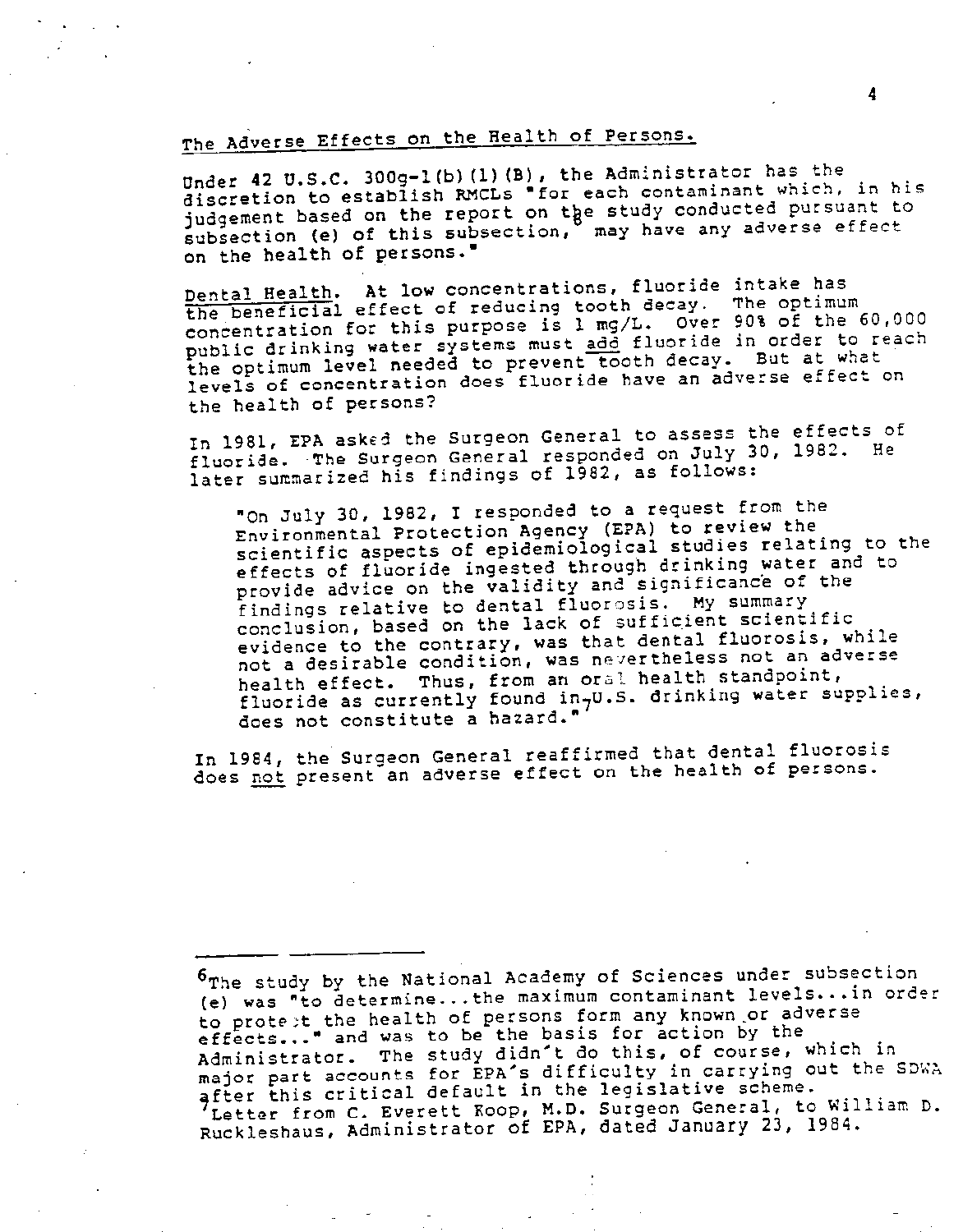## The Adverse Effects on the Health of Persons.

Under 42 U.S.C. 300g-1(b)(1)(B), the Administrator has the discretion to establish RMCLs "for each contaminant which, in his judgement based on the report on the study conducted pursuant to subsection (e) of this subsection,[6] may have any adverse effect on the health of persons."

Dental Health. At low concentrations, fluoride intake has the beneficial effect of reducing tooth decay. The optimum concentration for this purpose is 1 mg/L. Over 90% of the 60,000 public drinking water systems must add fluoride in order to reach the optimum level needed to prevent tooth decay. But at what levels of concentration does fluoride have an adverse effect on the health of persons?

In 1981, EPA asked the Surgeon General to assess the effects of fluoride. The Surgeon General responded on July 30, 1982. He later summarized his findings of 1982, as follows:

> "On July 30, 1982, I responded to a request from the Environmental Protection Agency (EPA) to review the scientific aspects of epidemiological studies relating to the effects of fluoride ingested through drinking water and to provide advice on the validity and significance of the findings relative to dental fluorosis. My summary conclusion, based on the lack of sufficient scientific evidence to the contrary, was that dental fluorosis, while not a desirable condition, was nevertheless not an adverse health effect. Thus, from an oral health standpoint, fluoride as currently found in U.S. drinking water supplies, does not constitute a hazard."[7]

In 1984, the Surgeon General reaffirmed that dental fluorosis does not present an adverse effect on the health of persons.

---

[6] The study by the National Academy of Sciences under subsection (e) was "to determine...the maximum contaminant levels...in order to protect the health of persons form any known or adverse effects..." and was to be the basis for action by the Administrator. The study didn't do this, of course, which in major part accounts for EPA's difficulty in carrying out the SDWA after this critical default in the legislative scheme.

[7] Letter from C. Everett Koop, M.D. Surgeon General, to William D. Ruckleshaus, Administrator of EPA, dated January 23, 1984.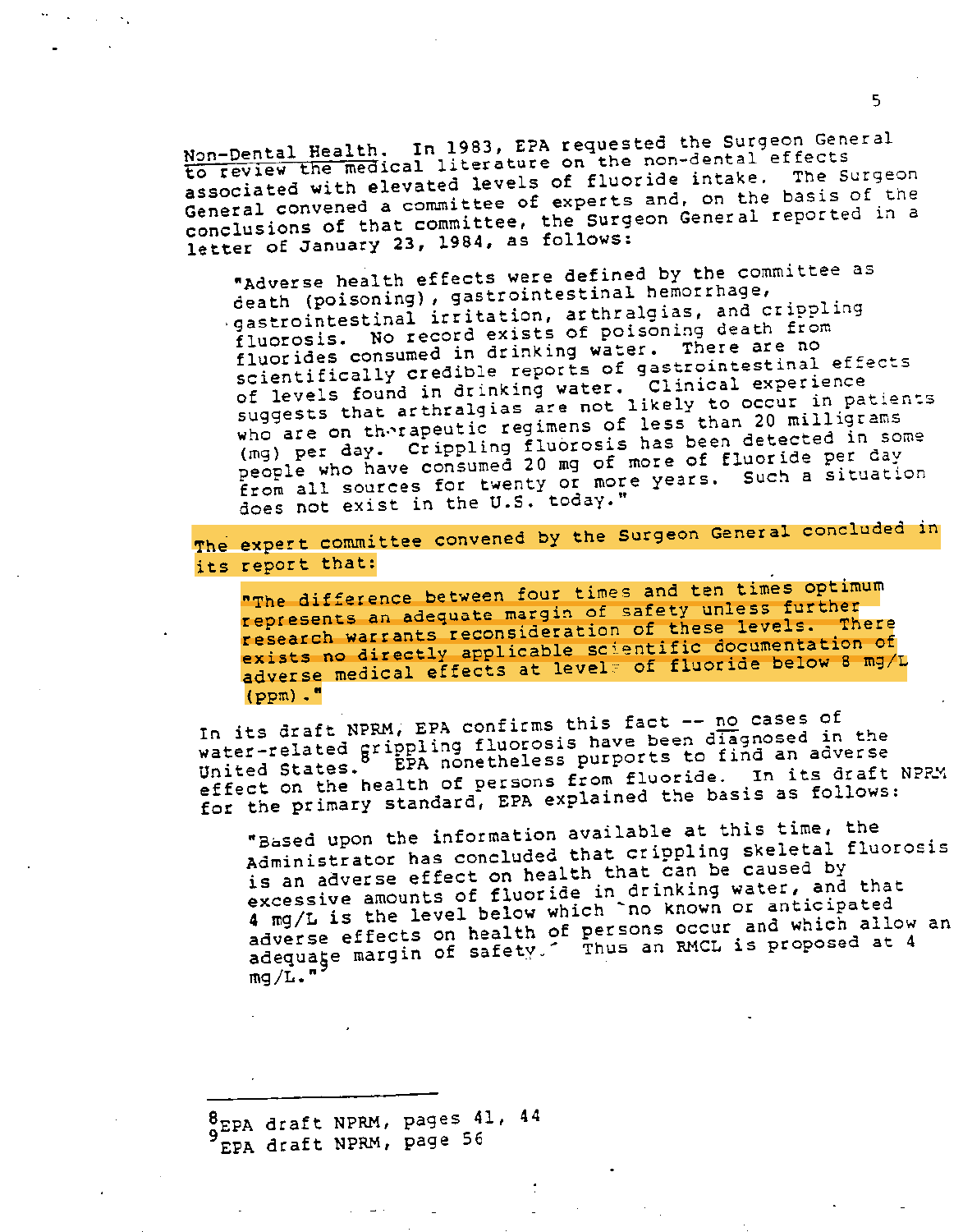<u>Non-Dental Health</u>. In 1983, EPA requested the Surgeon General to review the medical literature on the non-dental effects associated with elevated levels of fluoride intake. The Surgeon General convened a committee of experts and, on the basis of the conclusions of that committee, the Surgeon General reported in a letter of January 23, 1984, as follows:

> "Adverse health effects were defined by the committee as death (poisoning), gastrointestinal hemorrhage, gastrointestinal irritation, arthralgias, and crippling fluorosis. No record exists of poisoning death from fluorides consumed in drinking water. There are no scientifically credible reports of gastrointestinal effects of levels found in drinking water. Clinical experience suggests that arthralgias are not likely to occur in patients who are on therapeutic regimens of less than 20 milligrams (mg) per day. Crippling fluorosis has been detected in some people who have consumed 20 mg of more of fluoride per day from all sources for twenty or more years. Such a situation does not exist in the U.S. today."

The expert committee convened by the Surgeon General concluded in its report that:

> "The difference between four times and ten times optimum represents an adequate margin of safety unless further research warrants reconsideration of these levels. There exists no directly applicable scientific documentation of adverse medical effects at levels of fluoride below 8 mg/L (ppm)."

In its draft NPRM, EPA confirms this fact -- <u>no</u> cases of water-related crippling fluorosis have been diagnosed in the United States.[8] EPA nonetheless purports to find an adverse effect on the health of persons from fluoride. In its draft NPRM for the primary standard, EPA explained the basis as follows:

> "Based upon the information available at this time, the Administrator has concluded that crippling skeletal fluorosis is an adverse effect on health that can be caused by excessive amounts of fluoride in drinking water, and that 4 mg/L is the level below which 'no known or anticipated adverse effects on health of persons occur and which allow an adequate margin of safety.' Thus an RMCL is proposed at 4 mg/L."[9]

---

[8] EPA draft NPRM, pages 41, 44

[9] EPA draft NPRM, page 56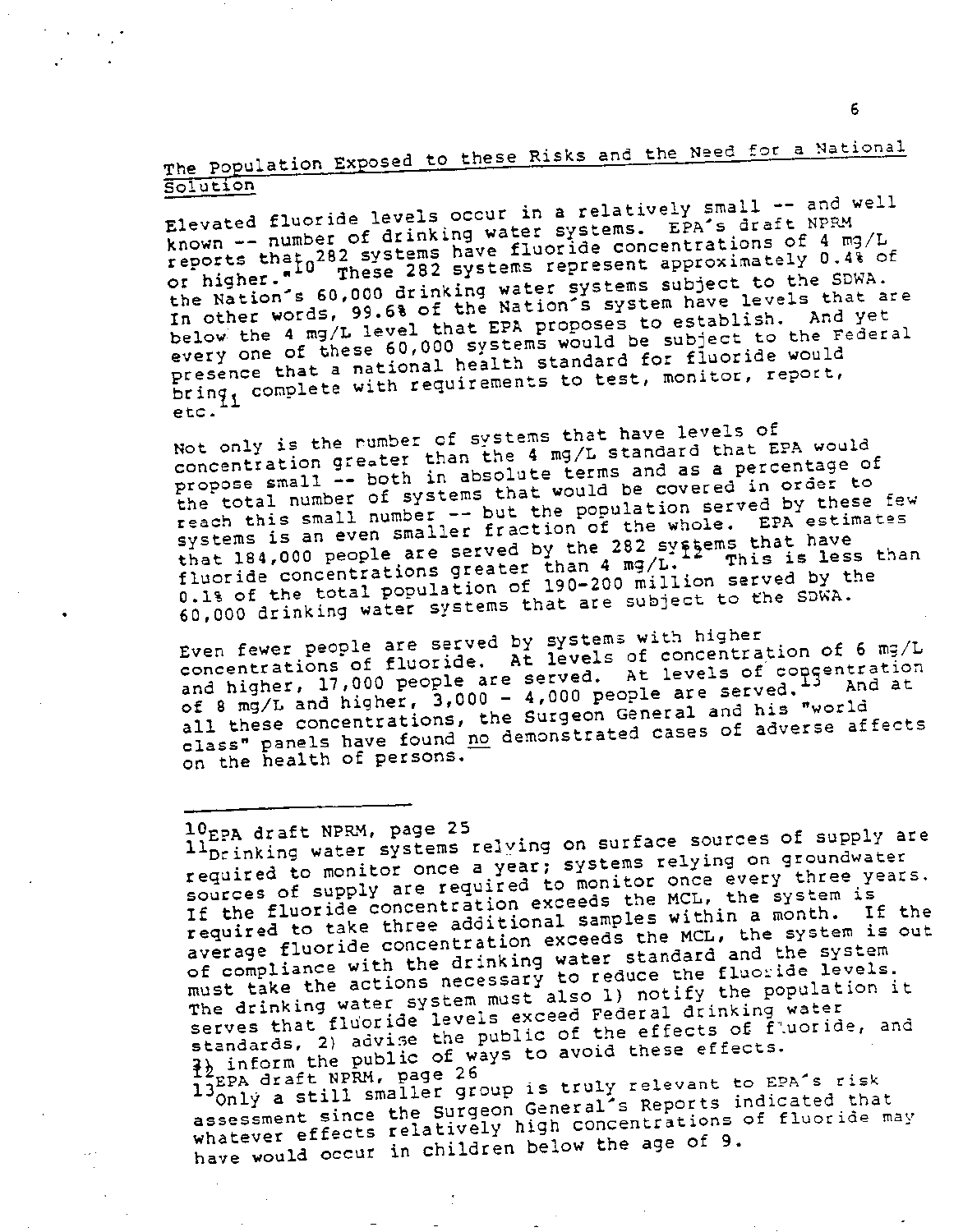## The Population Exposed to these Risks and the Need for a National Solution

Elevated fluoride levels occur in a relatively small -- and well known -- number of drinking water systems. EPA's draft NPRM reports that 282 systems have fluoride concentrations of 4 mg/L or higher."[10] These 282 systems represent approximately 0.4% of the Nation's 60,000 drinking water systems subject to the SDWA. In other words, 99.6% of the Nation's system have levels that are below the 4 mg/L level that EPA proposes to establish. And yet every one of these 60,000 systems would be subject to the Federal presence that a national health standard for fluoride would bring,[11] complete with requirements to test, monitor, report, etc.

Not only is the number of systems that have levels of concentration greater than the 4 mg/L standard that EPA would propose small -- both in absolute terms and as a percentage of the total number of systems that would be covered in order to reach this small number -- but the population served by these few systems is an even smaller fraction of the whole. EPA estimates that 184,000 people are served by the 282 systems that have fluoride concentrations greater than 4 mg/L.[12] This is less than 0.1% of the total population of 190-200 million served by the 60,000 drinking water systems that are subject to the SDWA.

Even fewer people are served by systems with higher concentrations of fluoride. At levels of concentration of 6 mg/L and higher, 17,000 people are served. At levels of concentration of 8 mg/L and higher, 3,000 - 4,000 people are served.[13] And at all these concentrations, the Surgeon General and his "world class" panels have found no demonstrated cases of adverse affects on the health of persons.

---

[10] EPA draft NPRM, page 25

[11] Drinking water systems relying on surface sources of supply are required to monitor once a year; systems relying on groundwater sources of supply are required to monitor once every three years. If the fluoride concentration exceeds the MCL, the system is required to take three additional samples within a month. If the average fluoride concentration exceeds the MCL, the system is out of compliance with the drinking water standard and the system must take the actions necessary to reduce the fluoride levels. The drinking water system must also 1) notify the population it serves that fluoride levels exceed Federal drinking water standards, 2) advise the public of the effects of fluoride, and 3) inform the public of ways to avoid these effects.

[12] EPA draft NPRM, page 26

[13] Only a still smaller group is truly relevant to EPA's risk assessment since the Surgeon General's Reports indicated that whatever effects relatively high concentrations of fluoride may have would occur in children below the age of 9.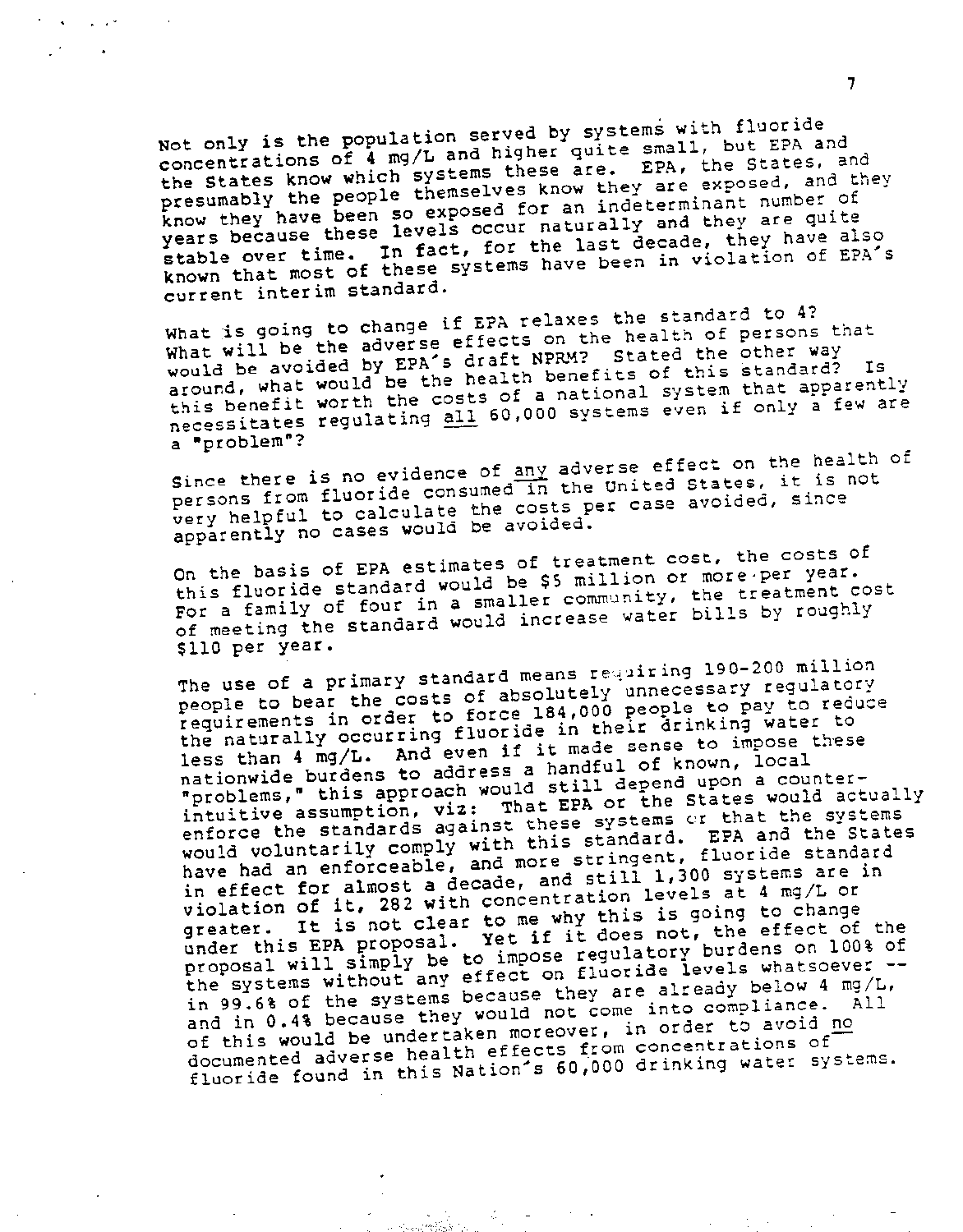Not only is the population served by systems with fluoride concentrations of 4 mg/L and higher quite small, but EPA and the States know which systems these are. EPA, the States, and presumably the people themselves know they are exposed, and they know they have been so exposed for an indeterminant number of years because these levels occur naturally and they are quite stable over time. In fact, for the last decade, they have also known that most of these systems have been in violation of EPA's current interim standard.

What is going to change if EPA relaxes the standard to 4? What will be the adverse effects on the health of persons that would be avoided by EPA's draft NPRM? Stated the other way around, what would be the health benefits of this standard? Is this benefit worth the costs of a national system that apparently necessitates regulating <u>all</u> 60,000 systems even if only a few are a "problem"?

Since there is no evidence of <u>any</u> adverse effect on the health of persons from fluoride consumed in the United States, it is not very helpful to calculate the costs per case avoided, since apparently no cases would be avoided.

On the basis of EPA estimates of treatment cost, the costs of this fluoride standard would be $5 million or more per year. For a family of four in a smaller community, the treatment cost of meeting the standard would increase water bills by roughly $110 per year.

The use of a primary standard means requiring 190-200 million people to bear the costs of absolutely unnecessary regulatory requirements in order to force 184,000 people to pay to reduce the naturally occurring fluoride in their drinking water to less than 4 mg/L. And even if it made sense to impose these nationwide burdens to address a handful of known, local "problems," this approach would still depend upon a counter-intuitive assumption, viz: That EPA or the States would actually enforce the standards against these systems or that the systems would voluntarily comply with this standard. EPA and the States have had an enforceable, and more stringent, fluoride standard in effect for almost a decade, and still 1,300 systems are in violation of it, 282 with concentration levels at 4 mg/L or greater. It is not clear to me why this is going to change under this EPA proposal. Yet if it does not, the effect of the proposal will simply be to impose regulatory burdens on 100% of the systems without any effect on fluoride levels whatsoever -- in 99.6% of the systems because they are already below 4 mg/L, and in 0.4% because they would not come into compliance. All of this would be undertaken moreover, in order to avoid <u>no</u> documented adverse health effects from concentrations of fluoride found in this Nation's 60,000 drinking water systems.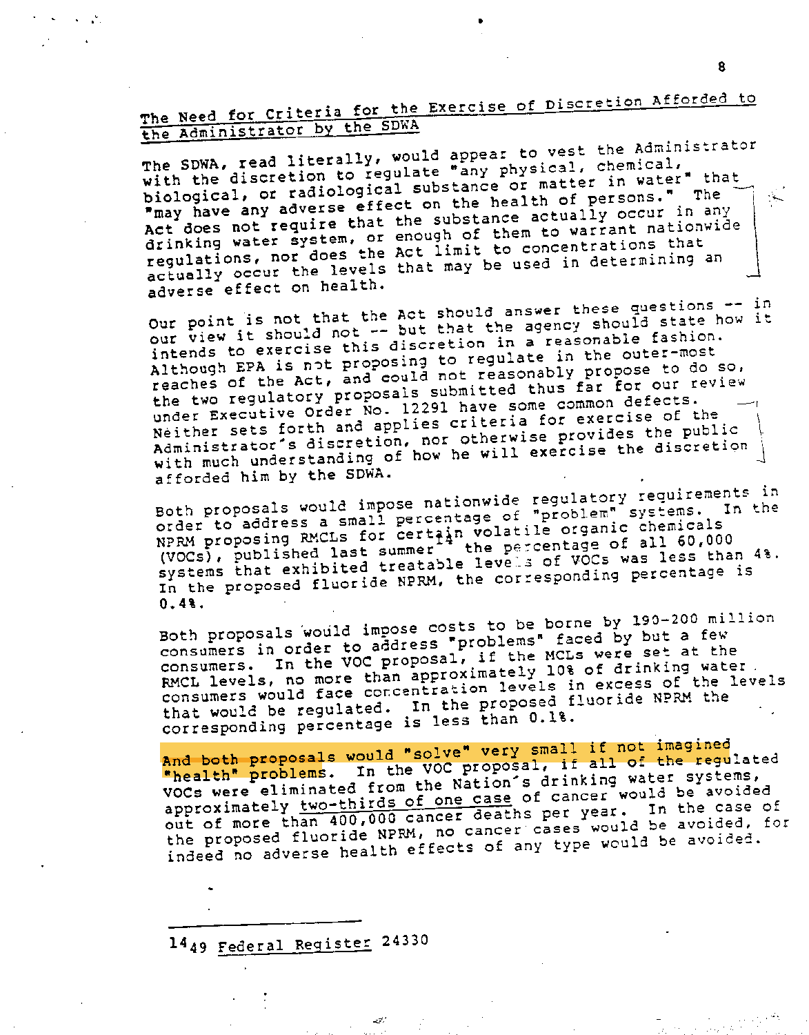## The Need for Criteria for the Exercise of Discretion Afforded to the Administrator by the SDWA

The SDWA, read literally, would appear to vest the Administrator with the discretion to regulate "any physical, chemical, biological, or radiological substance or matter in water" that "may have any adverse effect on the health of persons." The Act does not require that the substance actually occur in any drinking water system, or enough of them to warrant nationwide regulations, nor does the Act limit to concentrations that actually occur the levels that may be used in determining an adverse effect on health.

Our point is not that the Act should answer these questions -- in our view it should not -- but that the agency should state how it intends to exercise this discretion in a reasonable fashion. Although EPA is not proposing to regulate in the outer-most reaches of the Act, and could not reasonably propose to do so, the two regulatory proposals submitted thus far for our review under Executive Order No. 12291 have some common defects. Neither sets forth and applies criteria for exercise of the Administrator's discretion, nor otherwise provides the public with much understanding of how he will exercise the discretion afforded him by the SDWA.

Both proposals would impose nationwide regulatory requirements in order to address a small percentage of "problem" systems. In the NPRM proposing RMCLs for certain volatile organic chemicals (VOCs), published last summer[14] the percentage of all 60,000 systems that exhibited treatable levels of VOCs was less than 4%. In the proposed fluoride NPRM, the corresponding percentage is 0.4%.

Both proposals would impose costs to be borne by 190-200 million consumers in order to address "problems" faced by but a few consumers. In the VOC proposal, if the MCLs were set at the RMCL levels, no more than approximately 10% of drinking water consumers would face concentration levels in excess of the levels that would be regulated. In the proposed fluoride NPRM the corresponding percentage is less than 0.1%.

And both proposals would "solve" very small if not imagined "health" problems. In the VOC proposal, if all of the regulated VOCs were eliminated from the Nation's drinking water systems, approximately two-thirds of one case of cancer would be avoided out of more than 400,000 cancer deaths per year. In the case of the proposed fluoride NPRM, no cancer cases would be avoided, for indeed no adverse health effects of any type would be avoided.

---

[14] 49 Federal Register 24330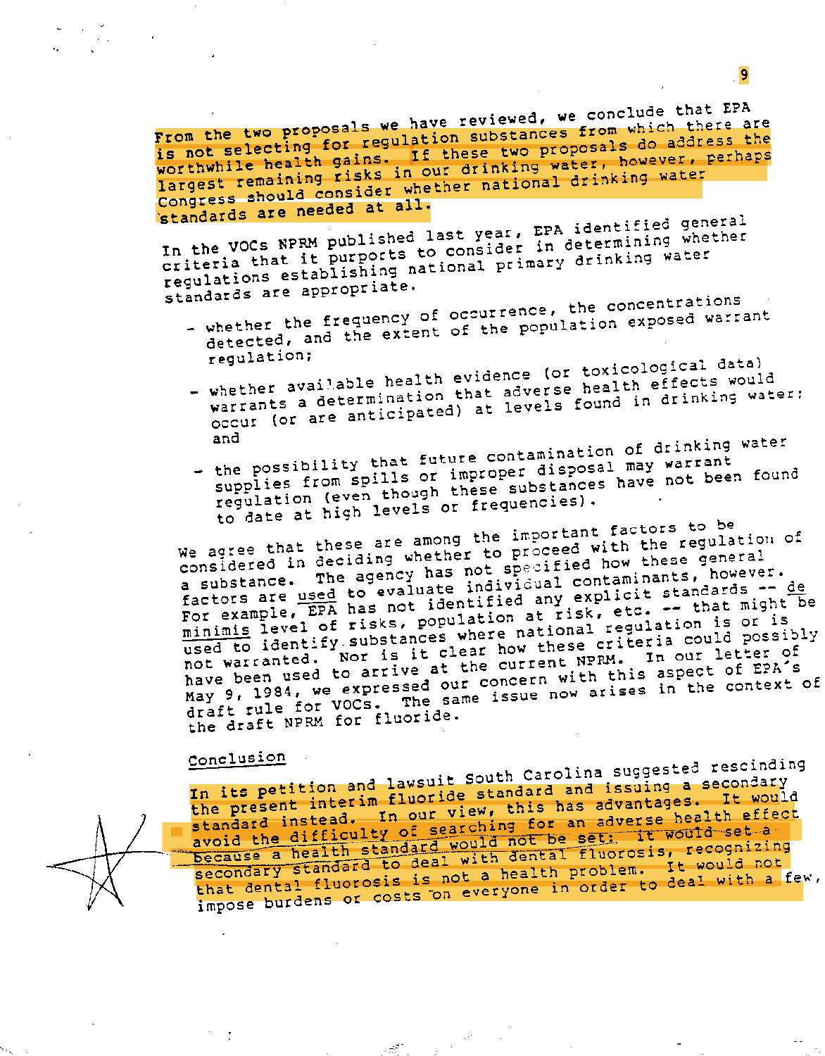From the two proposals we have reviewed, we conclude that EPA is not selecting for regulation substances from which there are worthwhile health gains. If these two proposals do address the largest remaining risks in our drinking water, however, perhaps Congress should consider whether national drinking water standards are needed at all.

In the VOCs NPRM published last year, EPA identified general criteria that it purports to consider in determining whether regulations establishing national primary drinking water standards are appropriate.

- whether the frequency of occurrence, the concentrations detected, and the extent of the population exposed warrant regulation;
- whether available health evidence (or toxicological data) warrants a determination that adverse health effects would occur (or are anticipated) at levels found in drinking water; and
- the possibility that future contamination of drinking water supplies from spills or improper disposal may warrant regulation (even though these substances have not been found to date at high levels or frequencies).

We agree that these are among the important factors to be considered in deciding whether to proceed with the regulation of a substance. The agency has not specified how these general factors are used to evaluate individual contaminants, however. For example, EPA has not identified any explicit standards -- de minimis level of risks, population at risk, etc. -- that might be used to identify substances where national regulation is or is not warranted. Nor is it clear how these criteria could possibly have been used to arrive at the current NPRM. In our letter of May 9, 1984, we expressed our concern with this aspect of EPA's draft rule for VOCs. The same issue now arises in the context of the draft NPRM for fluoride.

## Conclusion

In its petition and lawsuit South Carolina suggested rescinding the present interim fluoride standard and issuing a secondary standard instead. In our view, this has advantages. It would avoid the difficulty of searching for an adverse health effect because a health standard would not be set. It would set a secondary standard to deal with dental fluorosis, recognizing that dental fluorosis is not a health problem. It would not impose burdens or costs on everyone in order to deal with a few,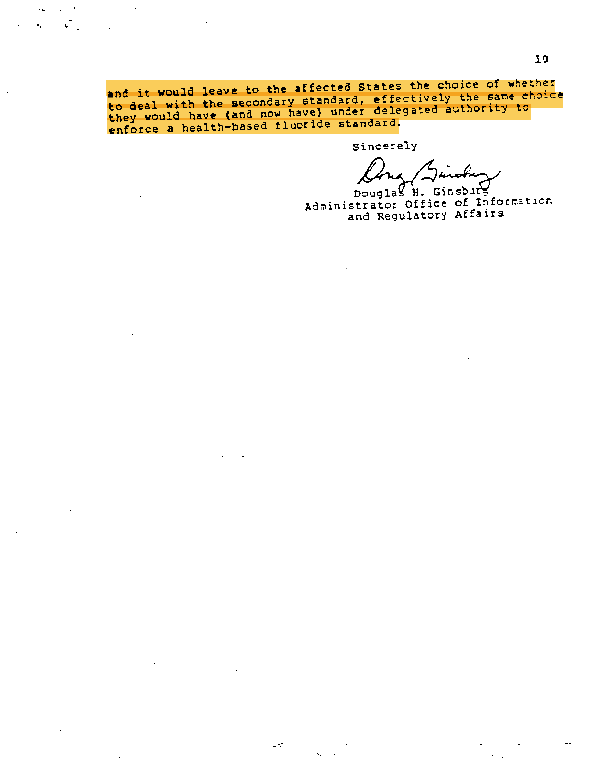and it would leave to the affected States the choice of whether to deal with the secondary standard, effectively the same choice they would have (and now have) under delegated authority to enforce a health-based fluoride standard.

Sincerely

Douglas H. Ginsburg
Administrator Office of Information
and Regulatory Affairs